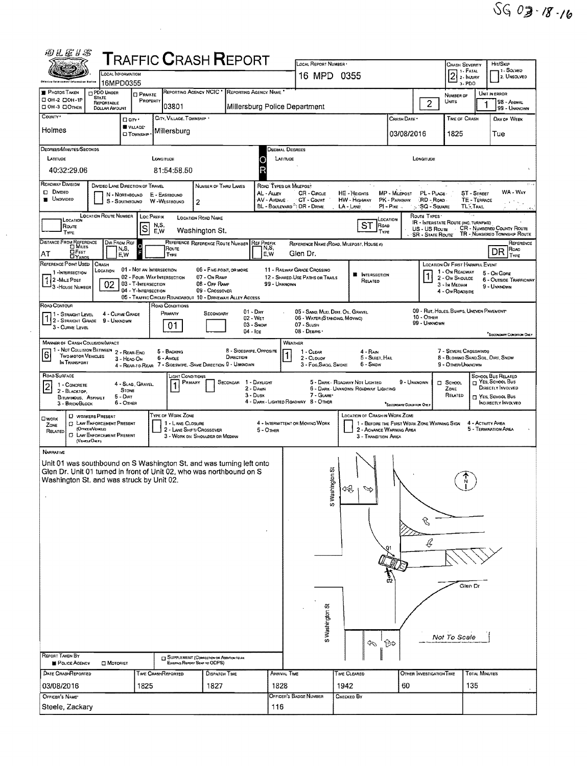SG 03-18-16

# TRAFFIC CRASH REPORT

| Field | Value |
|---|---|
| Local Information | 16MPD0355 |
| Local Report Number | 16 MPD 0355 |
| Crash Severity | 2 (1 - Fatal, 2 - Injury, 3 - PDO) |
| Hit/Skip | 1 - Solved, 2 - Unsolved |
| Reporting Agency NCIC | 03801 |
| Reporting Agency Name | Millersburg Police Department |
| Number of Units | 2 |
| Unit in Error | 1 (98 - Animal, 99 - Unknown) |
| County | Holmes |
| City, Village, Township | Village - Millersburg |
| Crash Date | 03/08/2016 |
| Time of Crash | 1825 |
| Day of Week | Tue |
| Latitude | 40:32:29.06 |
| Longitude | 81:54:58.50 |

**Roadway Division:** Undivided
**Number of Thru Lanes:** 2

**Location:** Location Prefix: S — Location Road Name: Washington St. — Location Road Type: ST

**Distance From Reference:** AT — Reference Name: Glen Dr. — Reference Road Type: DR

**Reference Point Used:** 1 - Intersection
**Crash Location:** 02 (03 - T-Intersection options; 02 - Four-Way Intersection)
**Intersection Related:** Yes
**Location of First Harmful Event:** 1 - On Roadway

**Road Contour:** 1 - Straight Level
**Road Conditions:** Primary 01 - Dry

**Manner of Crash Collision/Impact:** 6 - Angle
**Weather:** 1 - Clear

**Road Surface:** 2 - Blacktop, Bituminous, Asphalt
**Light Conditions:** Primary 1 - Daylight

## Narrative

Unit 01 was southbound on S Washington St. and was turning left onto Glen Dr. Unit 01 turned in front of Unit 02, who was northbound on S Washington St. and was struck by Unit 02.

(Diagram labels: S Washington St; Glen Dr; 01; 02; N; Not To Scale)

| Report Taken By | Police Agency |
|---|---|

| Date Crash Reported | Time Crash Reported | Dispatch Time | Arrival Time | Time Cleared | Other Investigation Time | Total Minutes |
|---|---|---|---|---|---|---|
| 03/08/2016 | 1825 | 1827 | 1828 | 1942 | 60 | 135 |

| Officer's Name | Officer's Badge Number | Checked By |
|---|---|---|
| Steele, Zackary | 116 | |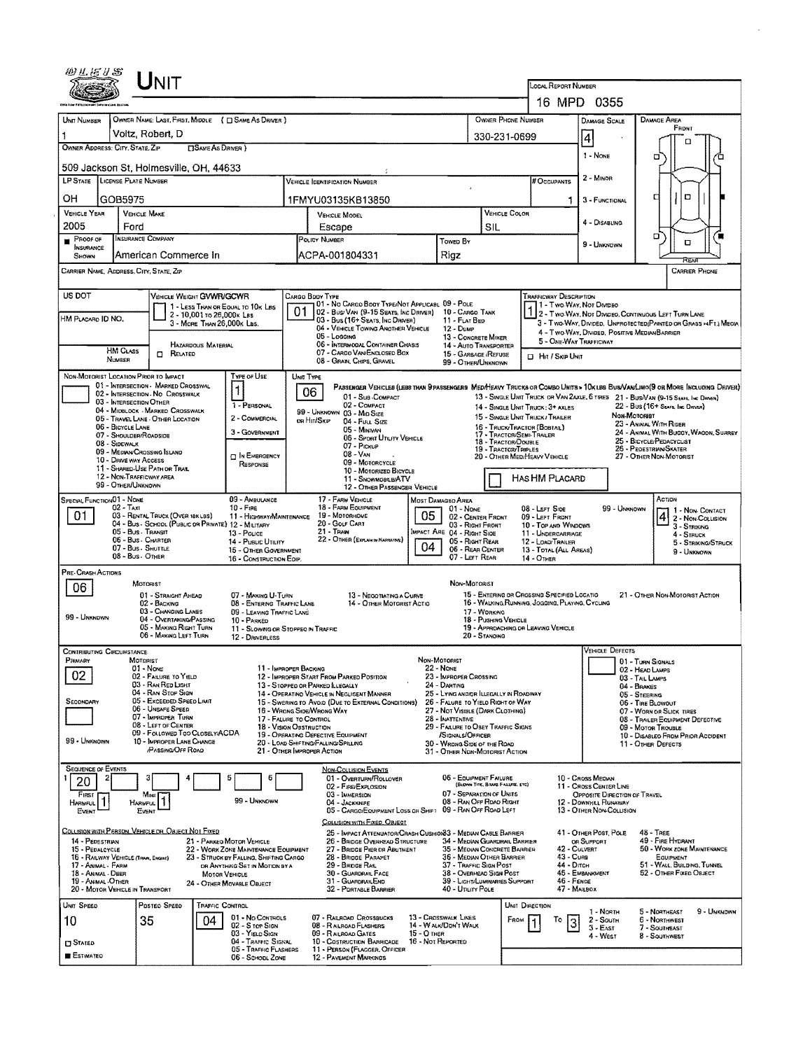# Unit

**Local Report Number:** 16 MPD 0355

| Unit Number | Owner Name: Last, First, Middle ( ☐ Same As Driver ) | Owner Phone Number | Damage Scale | Damage Area |
|---|---|---|---|---|
| 1 | Voltz, Robert, D | 330-231-0699 | 4 | Front |

**Owner Address: City, State, Zip** ☐ Same As Driver
509 Jackson St, Holmesville, OH, 44633

Damage Scale: 1 - None; 2 - Minor; 3 - Functional; 4 - Disabling; 9 - Unknown

| LP State | License Plate Number | Vehicle Identification Number | # Occupants |
|---|---|---|---|
| OH | GOB5975 | 1FMYU03135KB13850 | 1 |

| Vehicle Year | Vehicle Make | Vehicle Model | Vehicle Color |
|---|---|---|---|
| 2005 | Ford | Escape | SIL |

| ■ Proof of Insurance Shown | Insurance Company | Policy Number | Towed By |
|---|---|---|---|
| | American Commerce In | ACPA-001804331 | Rigz |

**Carrier Name, Address, City, State, Zip** | **Carrier Phone**

**US DOT** | **Vehicle Weight GVWR/GCWR:** 1 - Less Than or Equal to 10k Lbs; 2 - 10,001 to 26,000k Lbs; 3 - More Than 26,000k Lbs.

**HM Placard ID No.** | **HM Class Number** | ☐ Related | Hazardous Material

**Cargo Body Type:** 01
01 - No Cargo Body Type/Not Applicabl; 02 - Bus/Van (9-15 Seats, Inc Driver); 03 - Bus (16+ Seats, Inc Driver); 04 - Vehicle Towing Another Vehicle; 05 - Logging; 06 - Intermodal Container Chasis; 07 - Cargo Van/Enclosed Box; 08 - Grain, Chips, Gravel; 09 - Pole; 10 - Cargo Tank; 11 - Flat Bed; 12 - Dump; 13 - Concrete Mixer; 14 - Auto Transporter; 15 - Garbage/Refuse; 99 - Other/Unknown

**Trafficway Description:** 1
1 - Two-Way, Not Divided; 2 - Two-Way, Not Divided, Continuous Left Turn Lane; 3 - Two-Way, Divided, Unprotected (Painted or Grass >4Ft.) Media; 4 - Two-Way, Divided, Positive Median Barrier; 5 - One-Way Trafficway
☐ Hit / Skip Unit

**Non-Motorist Location Prior to Impact:**
01 - Intersection - Marked Crosswal; 02 - Intersection - No Crosswalk; 03 - Intersection Other; 04 - Midblock - Marked Crosswalk; 05 - Travel Lane - Other Location; 06 - Bicycle Lane; 07 - Shoulder/Roadside; 08 - Sidewalk; 09 - Median/Crossing Island; 10 - Drive way Access; 11 - Shared-Use Path or Trail; 12 - Non-Trafficway Area; 99 - Other/Unknown

**Type of Use:** 1
1 - Personal; 2 - Commercial; 3 - Government; ☐ In Emergency Response

**Unit Type:** 06
Passenger Vehicles (less than 9 passengers): 01 - Sub-Compact; 02 - Compact; 99 - Unknown 03 - Mid Size or Hit/Skip; 04 - Full Size; 05 - Minivan; 06 - Sport Utility Vehicle; 07 - Pickup; 08 - Van; 09 - Motorcycle; 10 - Motorized Bicycle; 11 - Snowmobile/ATV; 12 - Other Passenger Vehicle
Med/Heavy Trucks or Combo Units > 10k lbs Bus/Van/Limo (9 or More Including Driver): 13 - Single Unit Truck or Van 2axle, 6 Tires; 14 - Single Unit Truck: 3+ Axles; 15 - Single Unit Truck / Trailer; 16 - Truck/Tractor (Bobtail); 17 - Tractor/Semi-Trailer; 18 - Tractor/Double; 19 - Tractor/Triples; 20 - Other Med/Heavy Vehicle; 21 - Bus/Van (9-15 Seats, Inc Driver); 22 - Bus (16+ Seats, Inc Driver)
Non-Motorist: 23 - Animal With Rider; 24 - Animal With Buggy, Wagon, Surrey; 25 - Bicycle/Pedacyclist; 26 - Pedestrian/Skater; 27 - Other Non-Motorist
☐ Has HM Placard

**Special Function:** 01
01 - None; 02 - Taxi; 03 - Rental Truck (Over 10K lbs); 04 - Bus - School (Public or Private); 05 - Bus - Transit; 06 - Bus - Charter; 07 - Bus - Shuttle; 08 - Bus - Other; 09 - Ambulance; 10 - Fire; 11 - Highway/Maintenance; 12 - Military; 13 - Police; 14 - Public Utility; 15 - Other Government; 16 - Construction Eqip.; 17 - Farm Vehicle; 18 - Farm Equipment; 19 - Motorhome; 20 - Golf Cart; 21 - Train; 22 - Other (Explain in Narrative)

**Most Damaged Area:** 05 | **Impact Are:** 04
01 - None; 02 - Center Front; 03 - Right Front; 04 - Right Side; 05 - Right Rear; 06 - Rear Center; 07 - Left Rear; 08 - Left Side; 09 - Left Front; 10 - Top and Windows; 11 - Undercarriage; 12 - Load/Trailer; 13 - Total (All Areas); 14 - Other; 99 - Unknown

**Action:** 4
1 - Non-Contact; 2 - Non-Collision; 3 - Striking; 4 - Struck; 5 - Striking/Struck; 9 - Unknown

**Pre-Crash Actions:** 06
Motorist: 01 - Straight Ahead; 02 - Backing; 03 - Changing Lanes; 04 - Overtaking/Passing; 05 - Making Right Turn; 06 - Making Left Turn; 07 - Making U-Turn; 08 - Entering Traffic Lane; 09 - Leaving Traffic Lane; 10 - Parked; 11 - Slowing or Stopped in Traffic; 12 - Driverless; 13 - Negotiating a Curve; 14 - Other Motorist Actio; 99 - Unknown
Non-Motorist: 15 - Entering or Crossing Specified Locatio; 16 - Walking, Running, Jogging, Playing, Cycling; 17 - Working; 18 - Pushing Vehicle; 19 - Approaching or Leaving Vehicle; 20 - Standing; 21 - Other Non-Motorist Action

**Contributing Circumstance**
Primary: 02 | Secondary: | 99 - Unknown
Motorist: 01 - None; 02 - Failure to Yield; 03 - Ran Red Light; 04 - Ran Stop Sign; 05 - Exceeded Speed Limit; 06 - Unsafe Speed; 07 - Improper Turn; 08 - Left of Center; 09 - Followed Too Closely/ACDA; 10 - Improper Lane Change /Passing/Off Road; 11 - Improper Backing; 12 - Improper Start From Parked Position; 13 - Stopped or Parked Illegally; 14 - Operating Vehicle in Negligent Manner; 15 - Swering to Avoid (Due to External Conditions); 16 - Wrong Side/Wrong Way; 17 - Failure to Control; 18 - Vision Obstruction; 19 - Operating Defective Equipment; 20 - Load Shifting/Falling/Spilling; 21 - Other Improper Action
Non-Motorist: 22 - None; 23 - Improper Crossing; 24 - Darting; 25 - Lying and/or Illegally in Roadway; 26 - Failure to Yield Right of Way; 27 - Not Visible (Dark Clothing); 28 - Inattentive; 29 - Failure to Obey Traffic Signs /Signals/Officer; 30 - Wrong Side of the Road; 31 - Other Non-Motorist Action

**Vehicle Defects:** 01 - Turn Signals; 02 - Head Lamps; 03 - Tail Lamps; 04 - Brakes; 05 - Steering; 06 - Tire Blowout; 07 - Worn or Slick Tires; 08 - Trailer Equipment Defective; 09 - Motor Trouble; 10 - Disabled From Prior Accident; 11 - Other Defects

**Sequence of Events**
1: 20 | 2 | 3 | 4 | 5 | 6
First Harmful Event: 1 | Most Harmful Event: 1 | 99 - Unknown

Non-Collision Events: 01 - Overturn/Rollover; 02 - Fire/Explosion; 03 - Immersion; 04 - Jackknife; 05 - Cargo/Equipment Loss or Shift; 06 - Equipment Failure (Blown Tire, Brake Failure, etc); 07 - Separation of Units; 08 - Ran Off Road Right; 09 - Ran Off Road Left; 10 - Cross Median; 11 - Cross Center Line Opposite Direction of Travel; 12 - Downhill Runaway; 13 - Other Non-Collision

Collision with Person, Vehicle or Object Not Fixed: 14 - Pedestrian; 15 - Pedalcycle; 16 - Railway Vehicle (Train, Engine); 17 - Animal - Farm; 18 - Animal - Deer; 19 - Animal - Other; 20 - Motor Vehicle in Transport; 21 - Parked Motor Vehicle; 22 - Work Zone Maintenance Equipment; 23 - Struck by Falling, Shifting Cargo or Anything Set in Motion by a Motor Vehicle; 24 - Other Movable Object

Collision with Fixed, Object: 25 - Impact Attenuator/Crash Cushion; 26 - Bridge Overhead Structure; 27 - Bridge Pier or Abutment; 28 - Bridge Parapet; 29 - Bridge Rail; 30 - Guardrail Face; 31 - Guardrail End; 32 - Portable Barrier; 33 - Median Cable Barrier; 34 - Median Guardrail Barrier; 35 - Median Concrete Barrier; 36 - Median Other Barrier; 37 - Traffic Sign Post; 38 - Overhead Sign Post; 39 - Light/Luminaries Support; 40 - Utility Pole; 41 - Other Post, Pole or Support; 42 - Culvert; 43 - Curb; 44 - Ditch; 45 - Embankment; 46 - Fence; 47 - Mailbox; 48 - Tree; 49 - Fire Hydrant; 50 - Work Zone Maintenance Equipment; 51 - Wall, Building, Tunnel; 52 - Other Fixed Object

| Unit Speed | Posted Speed | Traffic Control | Unit Direction |
|---|---|---|---|
| 10 | 35 | 04 | From 1 To 3 |

☐ Stated ■ Estimated

Traffic Control: 01 - No Controls; 02 - Stop Sign; 03 - Yield Sign; 04 - Traffic Signal; 05 - Traffic Flashers; 06 - School Zone; 07 - Railroad Crossbucks; 08 - Railroad Flashers; 09 - Railroad Gates; 10 - Costruction Barricade; 11 - Person (Flagger, Officer); 12 - Pavement Markings; 13 - Crosswalk Lines; 14 - Walk/Don't Walk; 15 - Other; 16 - Not Reported

Unit Direction: 1 - North; 2 - South; 3 - East; 4 - West; 5 - Northeast; 6 - Northwest; 7 - Southeast; 8 - Southwest; 9 - Unknown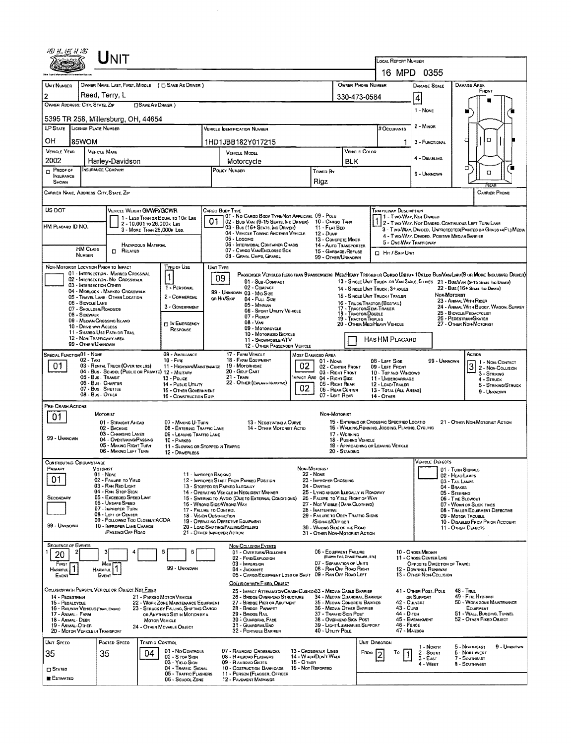# Unit

**Local Report Number:** 16 MPD 0355

| Unit Number | Owner Name: Last, First, Middle (☐ Same As Driver) | Owner Phone Number | Damage Scale | Damage Area |
|---|---|---|---|---|
| 2 | Reed, Terry, L | 330-473-0584 | 4 | Front |

**Owner Address: City, State, Zip** (☐ Same As Driver)
5395 TR 258, Millersburg, OH, 44654

Damage Scale: 1 - None; 2 - Minor; 3 - Functional; 4 - Disabling; 9 - Unknown

| LP State | License Plate Number | Vehicle Identification Number | # Occupants |
|---|---|---|---|
| OH | 85WOM | 1HD1JBB182Y017215 | 1 |

| Vehicle Year | Vehicle Make | Vehicle Model | Vehicle Color |
|---|---|---|---|
| 2002 | Harley-Davidson | Motorcycle | BLK |

| ☐ Proof of Insurance Shown | Insurance Company | Policy Number | Towed By |
|---|---|---|---|
| | | | Rigz |

**Carrier Name, Address, City, State, Zip** | **Carrier Phone**

**US DOT** | **HM Placard ID No.** | **HM Class Number** | ☐ Hazardous Material Related

**Vehicle Weight GVWR/GCWR:** 1 - Less Than or Equal to 10k Lbs; 2 - 10,001 to 26,000k Lbs; 3 - More Than 26,000k Lbs.

**Cargo Body Type:** 01
01 - No Cargo Body Type/Not Applicabl; 02 - Bus/Van (9-15 Seats, Inc Driver); 03 - Bus (16+ Seats, Inc Driver); 04 - Vehicle Towing Another Vehicle; 05 - Logging; 06 - Intermodal Container Chasis; 07 - Cargo Van/Enclosed Box; 08 - Grain, Chips, Gravel; 09 - Pole; 10 - Cargo Tank; 11 - Flat Bed; 12 - Dump; 13 - Concrete Mixer; 14 - Auto Transporter; 15 - Garbage/Refuse; 99 - Other/Unknown

**Trafficway Description:** 1
1 - Two-Way, Not Divided; 2 - Two-Way, Not Divided, Continuous Left Turn Lane; 3 - Two-Way, Divided, Unprotected (Painted or Grass >4Ft.) Media; 4 - Two-Way, Divided, Positive Median Barrier; 5 - One-Way Trafficway
☐ Hit / Skip Unit

**Non-Motorist Location Prior to Impact:**
01 - Intersection - Marked Crosswalk; 02 - Intersection - No Crosswalk; 03 - Intersection Other; 04 - Midblock - Marked Crosswalk; 05 - Travel Lane - Other Location; 06 - Bicycle Lane; 07 - Shoulder/Roadside; 08 - Sidewalk; 09 - Median/Crossing Island; 10 - Drive way Access; 11 - Shared-Use Path or Trail; 12 - Non-Trafficway Area; 99 - Other/Unknown

**Type of Use:** 1
1 - Personal; 2 - Commercial; 3 - Government; ☐ In Emergency Response

**Unit Type:** 09
Passenger Vehicles (less than 9 passengers): 01 - Sub-Compact; 02 - Compact; 99 - Unknown 03 - Mid Size or Hit/Skip; 04 - Full Size; 05 - Minivan; 06 - Sport Utility Vehicle; 07 - Pickup; 08 - Van; 09 - Motorcycle; 10 - Motorized Bicycle; 11 - Snowmobile/ATV; 12 - Other Passenger Vehicle
Med/Heavy Trucks or Combo Units > 10k lbs Bus/Van/Limo (9 or More Including Driver): 13 - Single Unit Truck or Van 2axle, 6 Tires; 14 - Single Unit Truck: 3+ Axles; 15 - Single Unit Truck / Trailer; 16 - Truck/Tractor (Bobtail); 17 - Tractor/Semi-Trailer; 18 - Tractor/Double; 19 - Tractor/Triples; 20 - Other Med/Heavy Vehicle; 21 - Bus/Van (9-15 Seats, Inc Driver); 22 - Bus (16+ Seats, Inc Driver)
Non-Motorist: 23 - Animal With Rider; 24 - Animal With Buggy, Wagon, Surrey; 25 - Bicycle/Pedacyclist; 26 - Pedestrian/Skater; 27 - Other Non-Motorist
☐ Has HM Placard

**Special Function:** 01
01 - None; 02 - Taxi; 03 - Rental Truck (Over 10k lbs); 04 - Bus - School (Public or Private); 05 - Bus - Transit; 06 - Bus - Charter; 07 - Bus - Shuttle; 08 - Bus - Other; 09 - Ambulance; 10 - Fire; 11 - Highway/Maintenance; 12 - Military; 13 - Police; 14 - Public Utility; 15 - Other Government; 16 - Construction Eqip.; 17 - Farm Vehicle; 18 - Farm Equipment; 19 - Motorhome; 20 - Golf Cart; 21 - Train; 22 - Other (Explain in Narrative)

**Most Damaged Area:** 02 | **Impact Are:** 02
01 - None; 02 - Center Front; 03 - Right Front; 04 - Right Side; 05 - Right Rear; 06 - Rear Center; 07 - Left Rear; 08 - Left Side; 09 - Left Front; 10 - Top and Windows; 11 - Undercarriage; 12 - Load/Trailer; 13 - Total (All Areas); 14 - Other; 99 - Unknown

**Action:** 3
1 - Non-Contact; 2 - Non-Collision; 3 - Striking; 4 - Struck; 5 - Striking/Struck; 9 - Unknown

**Pre-Crash Actions:** 01
Motorist: 01 - Straight Ahead; 02 - Backing; 03 - Changing Lanes; 04 - Overtaking/Passing; 05 - Making Right Turn; 06 - Making Left Turn; 07 - Making U-Turn; 08 - Entering Traffic Lane; 09 - Leaving Traffic Lane; 10 - Parked; 11 - Slowing or Stopped in Traffic; 12 - Driverless; 13 - Negotiating a Curve; 14 - Other Motorist Actio; 99 - Unknown
Non-Motorist: 15 - Entering or Crossing Specified Locatio; 16 - Walking, Running, Jogging, Playing, Cycling; 17 - Working; 18 - Pushing Vehicle; 19 - Approaching or Leaving Vehicle; 20 - Standing; 21 - Other Non-Motorist Action

**Contributing Circumstance**
Primary: 01 | Secondary: | 99 - Unknown
Motorist: 01 - None; 02 - Failure to Yield; 03 - Ran Red Light; 04 - Ran Stop Sign; 05 - Exceeded Speed Limit; 06 - Unsafe Speed; 07 - Improper Turn; 08 - Left of Center; 09 - Followed Too Closely/ACDA; 10 - Improper Lane Change /Passing/Off Road; 11 - Improper Backing; 12 - Improper Start From Parked Position; 13 - Stopped or Parked Illegally; 14 - Operating Vehicle in Negligent Manner; 15 - Swering to Avoid (Due to External Conditions); 16 - Wrong Side/Wrong Way; 17 - Failure to Control; 18 - Vision Obstruction; 19 - Operating Defective Equipment; 20 - Load Shifting/Falling/Spilling; 21 - Other Improper Action
Non-Motorist: 22 - None; 23 - Improper Crossing; 24 - Darting; 25 - Lying and/or Illegally in Roadway; 26 - Failure to Yield Right of Way; 27 - Not Visible (Dark Clothing); 28 - Inattentive; 29 - Failure to Obey Traffic Signs /Signals/Officer; 30 - Wrong Side of the Road; 31 - Other Non-Motorist Action

**Vehicle Defects:**
01 - Turn Signals; 02 - Head Lamps; 03 - Tail Lamps; 04 - Brakes; 05 - Steering; 06 - Tire Blowout; 07 - Worn or Slick Tires; 08 - Trailer Equipment Defective; 09 - Motor Trouble; 10 - Disabled From Prior Accident; 11 - Other Defects

**Sequence of Events**

| 1 | 2 | 3 | 4 | 5 | 6 |
|---|---|---|---|---|---|
| 20 | | | | | |

First Harmful Event: 1 | Most Harmful Event: 1 | 99 - Unknown

Non-Collision Events: 01 - Overturn/Rollover; 02 - Fire/Explosion; 03 - Immersion; 04 - Jackknife; 05 - Cargo/Equipment Loss or Shift; 06 - Equipment Failure (Blown Tire, Brake Failure, etc); 07 - Separation of Units; 08 - Ran Off Road Right; 09 - Ran Off Road Left; 10 - Cross Median; 11 - Cross Center Line Opposite Direction of Travel; 12 - Downhill Runaway; 13 - Other Non-Collision

Collision with Person, Vehicle or Object Not Fixed: 14 - Pedestrian; 15 - Pedalcycle; 16 - Railway Vehicle (Train, Engine); 17 - Animal - Farm; 18 - Animal - Deer; 19 - Animal - Other; 20 - Motor Vehicle in Transport; 21 - Parked Motor Vehicle; 22 - Work Zone Maintenance Equipment; 23 - Struck by Falling, Shifting Cargo or Anything Set in Motion by a Motor Vehicle; 24 - Other Movable Object

Collision with Fixed, Object: 25 - Impact Attenuator/Crash Cushion; 26 - Bridge Overhead Structure; 27 - Bridge Pier or Abutment; 28 - Bridge Parapet; 29 - Bridge Rail; 30 - Guardrail Face; 31 - Guardrail End; 32 - Portable Barrier; 33 - Median Cable Barrier; 34 - Median Guardrail Barrier; 35 - Median Concrete Barrier; 36 - Median Other Barrier; 37 - Traffic Sign Post; 38 - Overhead Sign Post; 39 - Light/Luminaries Support; 40 - Utility Pole; 41 - Other Post, Pole or Support; 42 - Culvert; 43 - Curb; 44 - Ditch; 45 - Embankment; 46 - Fence; 47 - Mailbox; 48 - Tree; 49 - Fire Hydrant; 50 - Work Zone Maintenance Equipment; 51 - Wall, Building, Tunnel; 52 - Other Fixed Object

| Unit Speed | Posted Speed | Traffic Control | Unit Direction From | To |
|---|---|---|---|---|
| 35 | 35 | 04 | 2 | 1 |

☐ Stated ■ Estimated

Traffic Control: 01 - No Controls; 02 - Stop Sign; 03 - Yield Sign; 04 - Traffic Signal; 05 - Traffic Flashers; 06 - School Zone; 07 - Railroad Crossbucks; 08 - Railroad Flashers; 09 - Railroad Gates; 10 - Costruction Barricade; 11 - Person (Flagger, Officer; 12 - Pavement Markings; 13 - Crosswalk Lines; 14 - Walk/Don't Walk; 15 - Other; 16 - Not Reported

Unit Direction: 1 - North; 2 - South; 3 - East; 4 - West; 5 - Northeast; 6 - Northwest; 7 - Southeast; 8 - Southwest; 9 - Unknown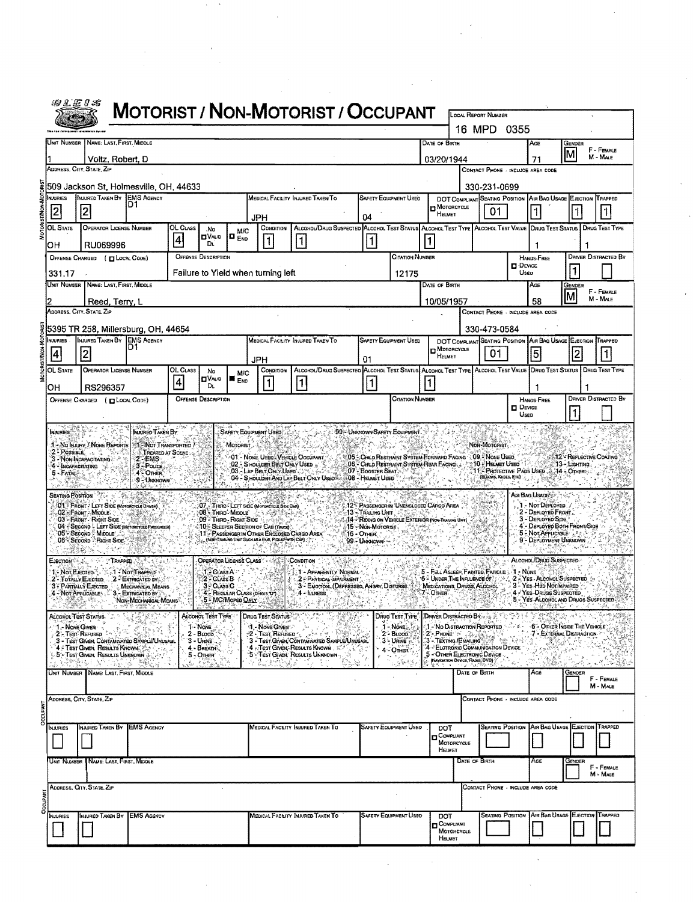# MOTORIST / NON-MOTORIST / OCCUPANT

OLEIS

**Local Report Number:** 16 MPD 0355

## Motorist/Non-Motorist

| Unit Number | Name: Last, First, Middle | Date of Birth | Age | Gender (F - Female, M - Male) |
|---|---|---|---|---|
| 1 | Voltz, Robert, D | 03/20/1944 | 71 | M |

| Address, City, State, Zip | Contact Phone - Include Area Code |
|---|---|
| 509 Jackson St, Holmesville, OH, 44633 | 330-231-0699 |

| Injuries | Injured Taken By | EMS Agency | Medical Facility Injured Taken To | Safety Equipment Used | DOT Compliant Motorcycle Helmet | Seating Position | Air Bag Usage | Ejection | Trapped |
|---|---|---|---|---|---|---|---|---|---|
| 2 | 2 | D1 | JPH | 04 | | 01 | 1 | 1 | 1 |

| OL State | Operator License Number | OL Class | No Valid DL | M/C End | Condition | Alcohol/Drug Suspected | Alcohol Test Status | Alcohol Test Type | Alcohol Test Value | Drug Test Status | Drug Test Type |
|---|---|---|---|---|---|---|---|---|---|---|---|
| OH | RU069996 | 4 | | | 1 | 1 | 1 | 1 | | 1 | 1 |

| Offense Charged (Local Code) | Offense Description | Citation Number | Hands-Free Device Used | Driver Distracted By |
|---|---|---|---|---|
| 331.17 | Failure to Yield when turning left | 12175 | | 1 |

| Unit Number | Name: Last, First, Middle | Date of Birth | Age | Gender (F - Female, M - Male) |
|---|---|---|---|---|
| 2 | Reed, Terry, L | 10/05/1957 | 58 | M |

| Address, City, State, Zip | Contact Phone - Include Area Code |
|---|---|
| 5395 TR 258, Millersburg, OH, 44654 | 330-473-0584 |

| Injuries | Injured Taken By | EMS Agency | Medical Facility Injured Taken To | Safety Equipment Used | DOT Compliant Motorcycle Helmet | Seating Position | Air Bag Usage | Ejection | Trapped |
|---|---|---|---|---|---|---|---|---|---|
| 4 | 2 | D1 | JPH | 01 | | 01 | 5 | 2 | 1 |

| OL State | Operator License Number | OL Class | No Valid DL | M/C End | Condition | Alcohol/Drug Suspected | Alcohol Test Status | Alcohol Test Type | Alcohol Test Value | Drug Test Status | Drug Test Type |
|---|---|---|---|---|---|---|---|---|---|---|---|
| OH | RS296357 | 4 | | ■ | 1 | 1 | 1 | 1 | | 1 | 1 |

| Offense Charged (Local Code) | Offense Description | Citation Number | Hands-Free Device Used | Driver Distracted By |
|---|---|---|---|---|
| | | | | 1 |

## Codes

**Injuries:** 1 - No Injury / None Reported; 2 - Possible; 3 - Non-Incapacitating; 4 - Incapacitating; 5 - Fatal

**Injured Taken By:** 1 - Not Transported / Treated at Scene; 2 - EMS; 3 - Police; 4 - Other; 9 - Unknown

**Safety Equipment Used:** 99 - Unknown Safety Equipment

Motorist: 01 - None Used - Vehicle Occupant; 02 - Shoulder Belt Only Used; 03 - Lap Belt Only Used; 04 - Shoulder and Lap Belt Only Used; 05 - Child Restraint System-Forward Facing; 06 - Child Restraint System-Rear Facing; 07 - Booster Seat; 08 - Helmet Used

Non-Motorist: 09 - None Used; 10 - Helmet Used; 11 - Protective Pads Used (Elbows, Knees, Etc); 12 - Reflective Coating; 13 - Lighting; 14 - Other

**Seating Position:** 01 - Front - Left Side (Motorcycle Driver); 02 - Front - Middle; 03 - Front - Right Side; 04 - Second - Left Side (Motorcycle Passenger); 05 - Second - Middle; 06 - Second - Right Side; 07 - Third - Left Side (Motorcycle Side Car); 08 - Third - Middle; 09 - Third - Right Side; 10 - Sleeper Section of Cab (Truck); 11 - Passenger in Other Enclosed Cargo Area (Non-Trailing Unit Such as a Bus, Pickup with Cap); 12 - Passenger in Unenclosed Cargo Area; 13 - Trailing Unit; 14 - Riding on Vehicle Exterior (Non-Trailing Unit); 15 - Non-Motorist; 16 - Other; 99 - Unknown

**Air Bag Usage:** 1 - Not Deployed; 2 - Deployed Front; 3 - Deployed Side; 4 - Deployed Both Front/Side; 5 - Not Applicable; 9 - Deployment Unknown

**Ejection:** 1 - Not Ejected; 2 - Totally Ejected; 3 - Partially Ejected; 4 - Not Applicable

**Trapped:** 1 - Not Trapped; 2 - Extricated by Mechanical Means; 3 - Extricated by Non-Mechanical Means

**Operator License Class:** 1 - Class A; 2 - Class B; 3 - Class C; 4 - Regular Class (Ohio is "D"); 5 - M/C Moped Only

**Condition:** 1 - Apparently Normal; 2 - Physical Impairment; 3 - Emotional (Depressed, Angry, Disturbed); 4 - Illness; 5 - Fell Asleep, Fainted, Fatigue; 6 - Under the Influence of Medications, Drugs, Alcohol; 7 - Other

**Alcohol/Drug Suspected:** 1 - None; 2 - Yes - Alcohol Suspected; 3 - Yes - HBD Not Impaired; 4 - Yes - Drugs Suspected; 5 - Yes - Alcohol and Drugs Suspected

**Alcohol Test Status:** 1 - None Given; 2 - Test Refused; 3 - Test Given, Contaminated Sample/Unusable; 4 - Test Given, Results Known; 5 - Test Given, Results Unknown

**Alcohol Test Type:** 1 - None; 2 - Blood; 3 - Urine; 4 - Breath; 5 - Other

**Drug Test Status:** 1 - None Given; 2 - Test Refused; 3 - Test Given, Contaminated Sample/Unusable; 4 - Test Given, Results Known; 5 - Test Given, Results Unknown

**Drug Test Type:** 1 - None; 2 - Blood; 3 - Urine; 4 - Other

**Driver Distracted By:** 1 - No Distraction Reported; 2 - Phone; 3 - Texting/Emailing; 4 - Electronic Communication Device; 5 - Other Electronic Device (Navigation Device, Radio, DVD); 6 - Other Inside the Vehicle; 7 - External Distraction

## Occupant

| Unit Number | Name: Last, First, Middle | Date of Birth | Age | Gender (F - Female, M - Male) |
|---|---|---|---|---|
| | | | | |

| Address, City, State, Zip | Contact Phone - Include Area Code |
|---|---|
| | |

| Injuries | Injured Taken By | EMS Agency | Medical Facility Injured Taken To | Safety Equipment Used | DOT Compliant Motorcycle Helmet | Seating Position | Air Bag Usage | Ejection | Trapped |
|---|---|---|---|---|---|---|---|---|---|
| | | | | | | | | | |

## Occupant

| Unit Number | Name: Last, First, Middle | Date of Birth | Age | Gender (F - Female, M - Male) |
|---|---|---|---|---|
| | | | | |

| Address, City, State, Zip | Contact Phone - Include Area Code |
|---|---|
| | |

| Injuries | Injured Taken By | EMS Agency | Medical Facility Injured Taken To | Safety Equipment Used | DOT Compliant Motorcycle Helmet | Seating Position | Air Bag Usage | Ejection | Trapped |
|---|---|---|---|---|---|---|---|---|---|
| | | | | | | | | | |